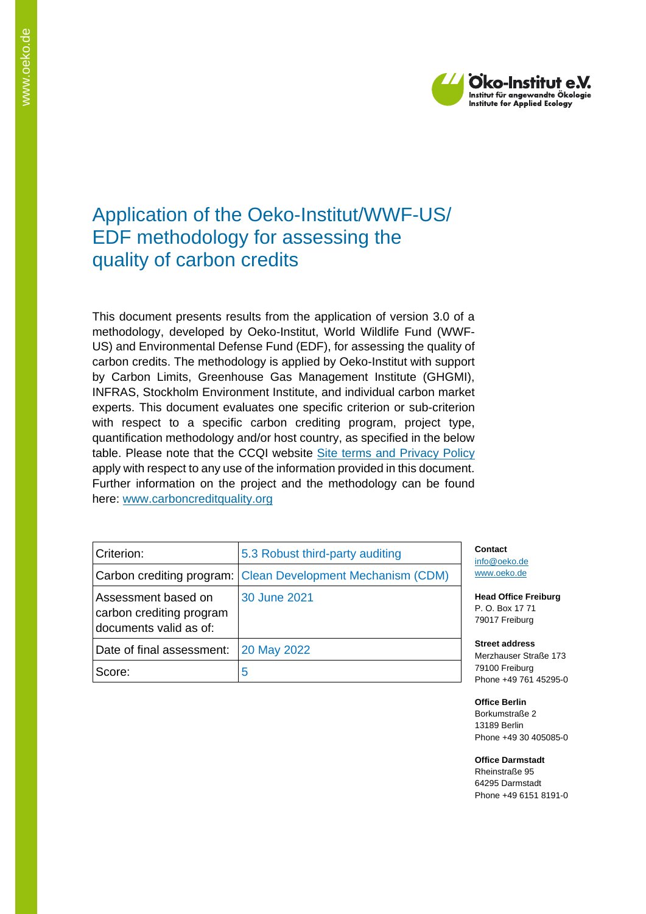# Application of the Oeko-Institut/WWF-US/ EDF methodology for assessing the quality of carbon credits

This document presents results from the application of version 3.0 of a methodology, developed by Oeko-Institut, World Wildlife Fund (WWF-US) and Environmental Defense Fund (EDF), for assessing the quality of carbon credits. The methodology is applied by Oeko-Institut with support by Carbon Limits, Greenhouse Gas Management Institute (GHGMI), INFRAS, Stockholm Environment Institute, and individual carbon market experts. This document evaluates one specific criterion or sub-criterion with respect to a specific carbon crediting program, project type, quantification methodology and/or host country, as specified in the below table. Please note that the CCQI website [Site terms and Privacy Policy](Site terms and Privacy Policy) apply with respect to any use of the information provided in this document. Further information on the project and the methodology can be found here: [www.carboncreditquality.org](www.carboncreditquality.org)

| Criterion: | 5.3 Robust third-party auditing |
|---|---|
| Carbon crediting program: | Clean Development Mechanism (CDM) |
| Assessment based on carbon crediting program documents valid as of: | 30 June 2021 |
| Date of final assessment: | 20 May 2022 |
| Score: | 5 |

**Contact**
info@oeko.de
www.oeko.de

**Head Office Freiburg**
P. O. Box 17 71
79017 Freiburg

**Street address**
Merzhauser Straße 173
79100 Freiburg
Phone +49 761 45295-0

**Office Berlin**
Borkumstraße 2
13189 Berlin
Phone +49 30 405085-0

**Office Darmstadt**
Rheinstraße 95
64295 Darmstadt
Phone +49 6151 8191-0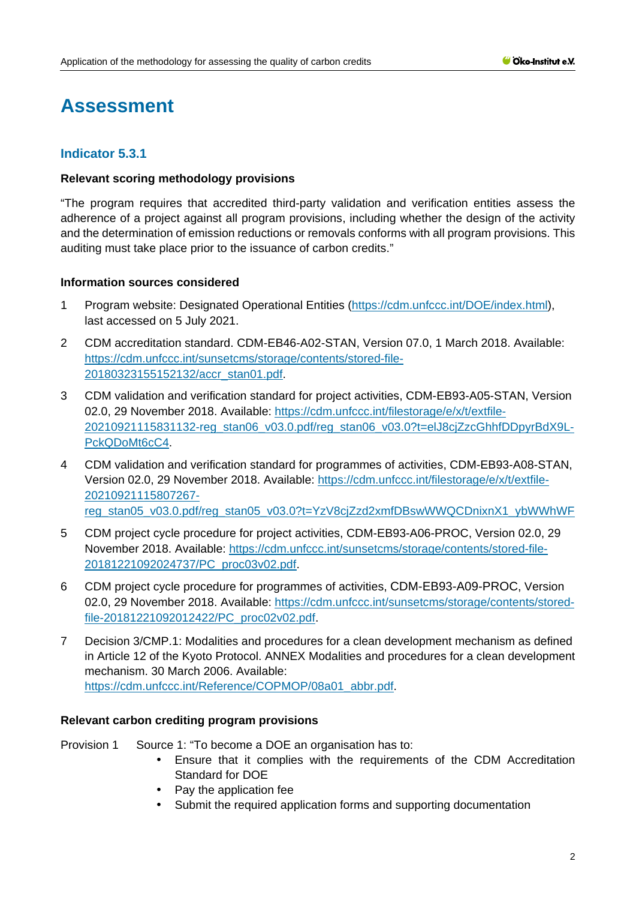# Assessment

## Indicator 5.3.1

**Relevant scoring methodology provisions**

"The program requires that accredited third-party validation and verification entities assess the adherence of a project against all program provisions, including whether the design of the activity and the determination of emission reductions or removals conforms with all program provisions. This auditing must take place prior to the issuance of carbon credits."

**Information sources considered**

1. Program website: Designated Operational Entities (https://cdm.unfccc.int/DOE/index.html), last accessed on 5 July 2021.
2. CDM accreditation standard. CDM-EB46-A02-STAN, Version 07.0, 1 March 2018. Available: https://cdm.unfccc.int/sunsetcms/storage/contents/stored-file-20180323155152132/accr_stan01.pdf.
3. CDM validation and verification standard for project activities, CDM-EB93-A05-STAN, Version 02.0, 29 November 2018. Available: https://cdm.unfccc.int/filestorage/e/x/t/extfile-20210921115831132-reg_stan06_v03.0.pdf/reg_stan06_v03.0?t=elJ8cjZzcGhhfDDpyrBdX9L-PckQDoMt6cC4.
4. CDM validation and verification standard for programmes of activities, CDM-EB93-A08-STAN, Version 02.0, 29 November 2018. Available: https://cdm.unfccc.int/filestorage/e/x/t/extfile-20210921115807267-reg_stan05_v03.0.pdf/reg_stan05_v03.0?t=YzV8cjZzd2xmfDBswWWQCDnixnX1_ybWWhWF
5. CDM project cycle procedure for project activities, CDM-EB93-A06-PROC, Version 02.0, 29 November 2018. Available: https://cdm.unfccc.int/sunsetcms/storage/contents/stored-file-20181221092024737/PC_proc03v02.pdf.
6. CDM project cycle procedure for programmes of activities, CDM-EB93-A09-PROC, Version 02.0, 29 November 2018. Available: https://cdm.unfccc.int/sunsetcms/storage/contents/stored-file-20181221092012422/PC_proc02v02.pdf.
7. Decision 3/CMP.1: Modalities and procedures for a clean development mechanism as defined in Article 12 of the Kyoto Protocol. ANNEX Modalities and procedures for a clean development mechanism. 30 March 2006. Available: https://cdm.unfccc.int/Reference/COPMOP/08a01_abbr.pdf.

**Relevant carbon crediting program provisions**

Provision 1 Source 1: "To become a DOE an organisation has to:

- Ensure that it complies with the requirements of the CDM Accreditation Standard for DOE
- Pay the application fee
- Submit the required application forms and supporting documentation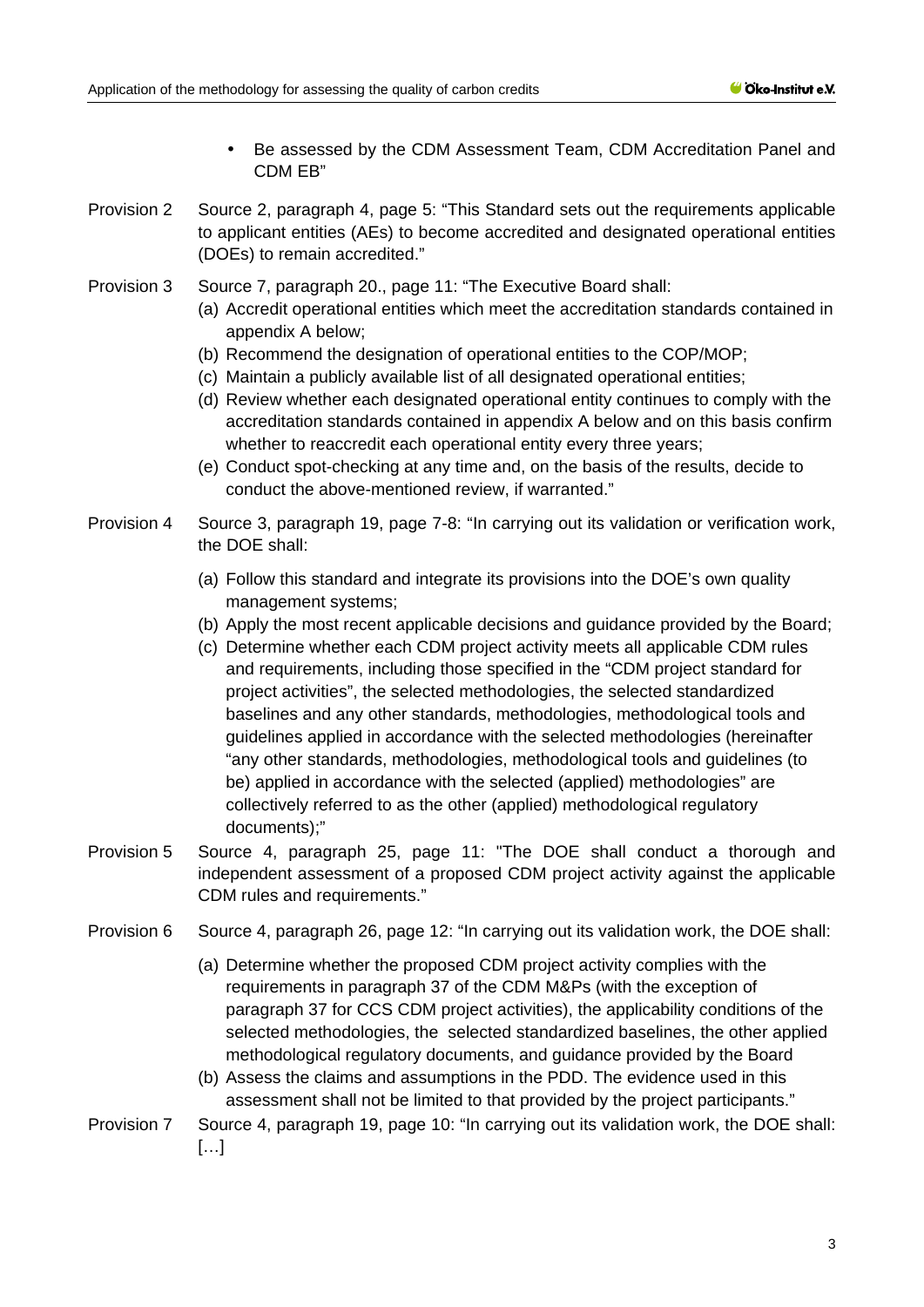- Be assessed by the CDM Assessment Team, CDM Accreditation Panel and CDM EB"

Provision 2 Source 2, paragraph 4, page 5: "This Standard sets out the requirements applicable to applicant entities (AEs) to become accredited and designated operational entities (DOEs) to remain accredited."

Provision 3 Source 7, paragraph 20., page 11: "The Executive Board shall:

(a) Accredit operational entities which meet the accreditation standards contained in appendix A below;
(b) Recommend the designation of operational entities to the COP/MOP;
(c) Maintain a publicly available list of all designated operational entities;
(d) Review whether each designated operational entity continues to comply with the accreditation standards contained in appendix A below and on this basis confirm whether to reaccredit each operational entity every three years;
(e) Conduct spot-checking at any time and, on the basis of the results, decide to conduct the above-mentioned review, if warranted."

Provision 4 Source 3, paragraph 19, page 7-8: "In carrying out its validation or verification work, the DOE shall:

(a) Follow this standard and integrate its provisions into the DOE's own quality management systems;
(b) Apply the most recent applicable decisions and guidance provided by the Board;
(c) Determine whether each CDM project activity meets all applicable CDM rules and requirements, including those specified in the "CDM project standard for project activities", the selected methodologies, the selected standardized baselines and any other standards, methodologies, methodological tools and guidelines applied in accordance with the selected methodologies (hereinafter "any other standards, methodologies, methodological tools and guidelines (to be) applied in accordance with the selected (applied) methodologies" are collectively referred to as the other (applied) methodological regulatory documents);"

Provision 5 Source 4, paragraph 25, page 11: "The DOE shall conduct a thorough and independent assessment of a proposed CDM project activity against the applicable CDM rules and requirements."

Provision 6 Source 4, paragraph 26, page 12: "In carrying out its validation work, the DOE shall:

(a) Determine whether the proposed CDM project activity complies with the requirements in paragraph 37 of the CDM M&Ps (with the exception of paragraph 37 for CCS CDM project activities), the applicability conditions of the selected methodologies, the selected standardized baselines, the other applied methodological regulatory documents, and guidance provided by the Board
(b) Assess the claims and assumptions in the PDD. The evidence used in this assessment shall not be limited to that provided by the project participants."

Provision 7 Source 4, paragraph 19, page 10: "In carrying out its validation work, the DOE shall: […]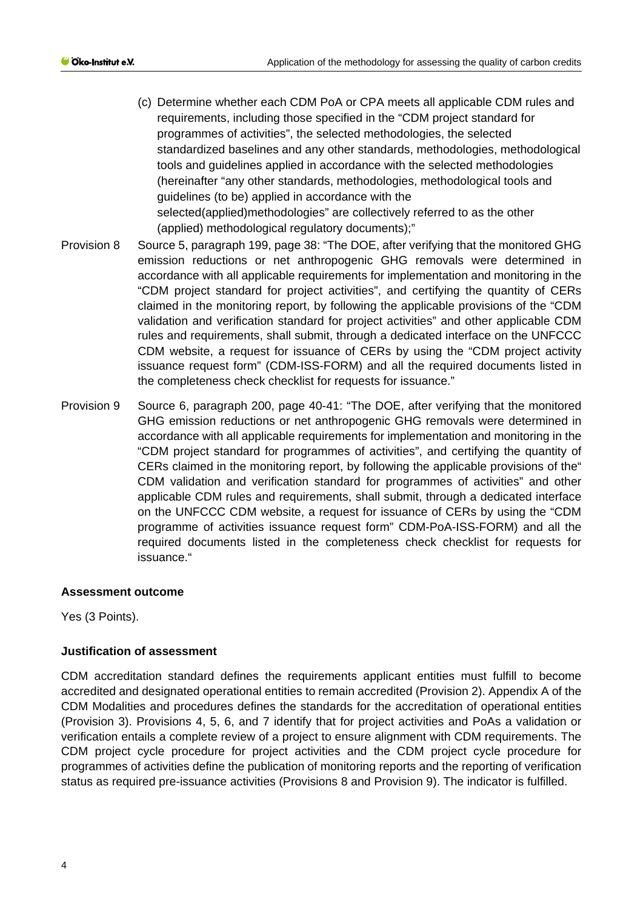(c) Determine whether each CDM PoA or CPA meets all applicable CDM rules and requirements, including those specified in the "CDM project standard for programmes of activities", the selected methodologies, the selected standardized baselines and any other standards, methodologies, methodological tools and guidelines applied in accordance with the selected methodologies (hereinafter "any other standards, methodologies, methodological tools and guidelines (to be) applied in accordance with the selected(applied)methodologies" are collectively referred to as the other (applied) methodological regulatory documents);"

Provision 8 Source 5, paragraph 199, page 38: "The DOE, after verifying that the monitored GHG emission reductions or net anthropogenic GHG removals were determined in accordance with all applicable requirements for implementation and monitoring in the "CDM project standard for project activities", and certifying the quantity of CERs claimed in the monitoring report, by following the applicable provisions of the "CDM validation and verification standard for project activities" and other applicable CDM rules and requirements, shall submit, through a dedicated interface on the UNFCCC CDM website, a request for issuance of CERs by using the "CDM project activity issuance request form" (CDM-ISS-FORM) and all the required documents listed in the completeness check checklist for requests for issuance."

Provision 9 Source 6, paragraph 200, page 40-41: "The DOE, after verifying that the monitored GHG emission reductions or net anthropogenic GHG removals were determined in accordance with all applicable requirements for implementation and monitoring in the "CDM project standard for programmes of activities", and certifying the quantity of CERs claimed in the monitoring report, by following the applicable provisions of the" CDM validation and verification standard for programmes of activities" and other applicable CDM rules and requirements, shall submit, through a dedicated interface on the UNFCCC CDM website, a request for issuance of CERs by using the "CDM programme of activities issuance request form" CDM-PoA-ISS-FORM) and all the required documents listed in the completeness check checklist for requests for issuance."

**Assessment outcome**

Yes (3 Points).

**Justification of assessment**

CDM accreditation standard defines the requirements applicant entities must fulfill to become accredited and designated operational entities to remain accredited (Provision 2). Appendix A of the CDM Modalities and procedures defines the standards for the accreditation of operational entities (Provision 3). Provisions 4, 5, 6, and 7 identify that for project activities and PoAs a validation or verification entails a complete review of a project to ensure alignment with CDM requirements. The CDM project cycle procedure for project activities and the CDM project cycle procedure for programmes of activities define the publication of monitoring reports and the reporting of verification status as required pre-issuance activities (Provisions 8 and Provision 9). The indicator is fulfilled.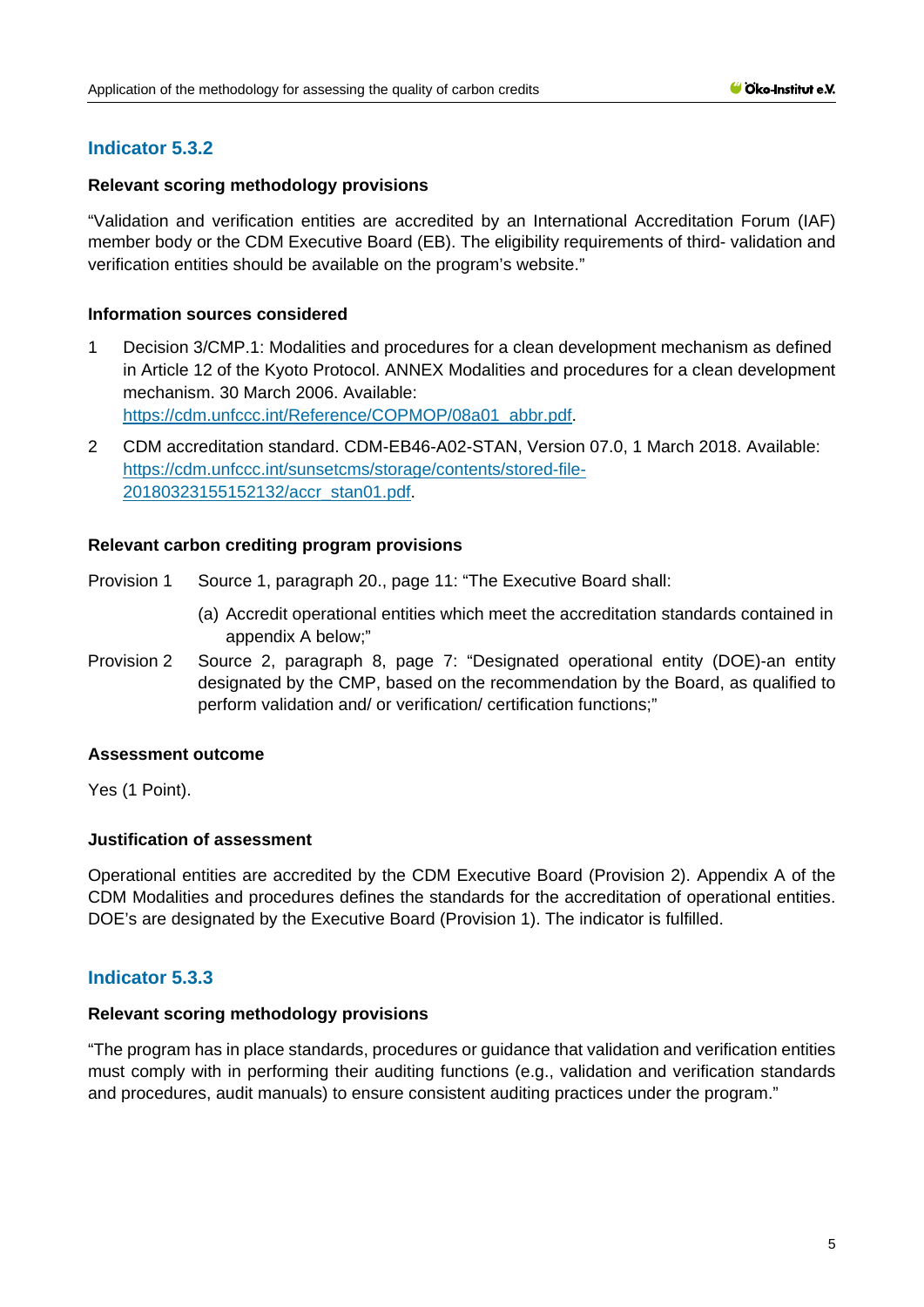## Indicator 5.3.2

**Relevant scoring methodology provisions**

"Validation and verification entities are accredited by an International Accreditation Forum (IAF) member body or the CDM Executive Board (EB). The eligibility requirements of third- validation and verification entities should be available on the program's website."

**Information sources considered**

1 Decision 3/CMP.1: Modalities and procedures for a clean development mechanism as defined in Article 12 of the Kyoto Protocol. ANNEX Modalities and procedures for a clean development mechanism. 30 March 2006. Available: https://cdm.unfccc.int/Reference/COPMOP/08a01_abbr.pdf.

2 CDM accreditation standard. CDM-EB46-A02-STAN, Version 07.0, 1 March 2018. Available: https://cdm.unfccc.int/sunsetcms/storage/contents/stored-file-20180323155152132/accr_stan01.pdf.

**Relevant carbon crediting program provisions**

Provision 1 Source 1, paragraph 20., page 11: "The Executive Board shall:

(a) Accredit operational entities which meet the accreditation standards contained in appendix A below;"

Provision 2 Source 2, paragraph 8, page 7: "Designated operational entity (DOE)-an entity designated by the CMP, based on the recommendation by the Board, as qualified to perform validation and/ or verification/ certification functions;"

**Assessment outcome**

Yes (1 Point).

**Justification of assessment**

Operational entities are accredited by the CDM Executive Board (Provision 2). Appendix A of the CDM Modalities and procedures defines the standards for the accreditation of operational entities. DOE's are designated by the Executive Board (Provision 1). The indicator is fulfilled.

## Indicator 5.3.3

**Relevant scoring methodology provisions**

"The program has in place standards, procedures or guidance that validation and verification entities must comply with in performing their auditing functions (e.g., validation and verification standards and procedures, audit manuals) to ensure consistent auditing practices under the program."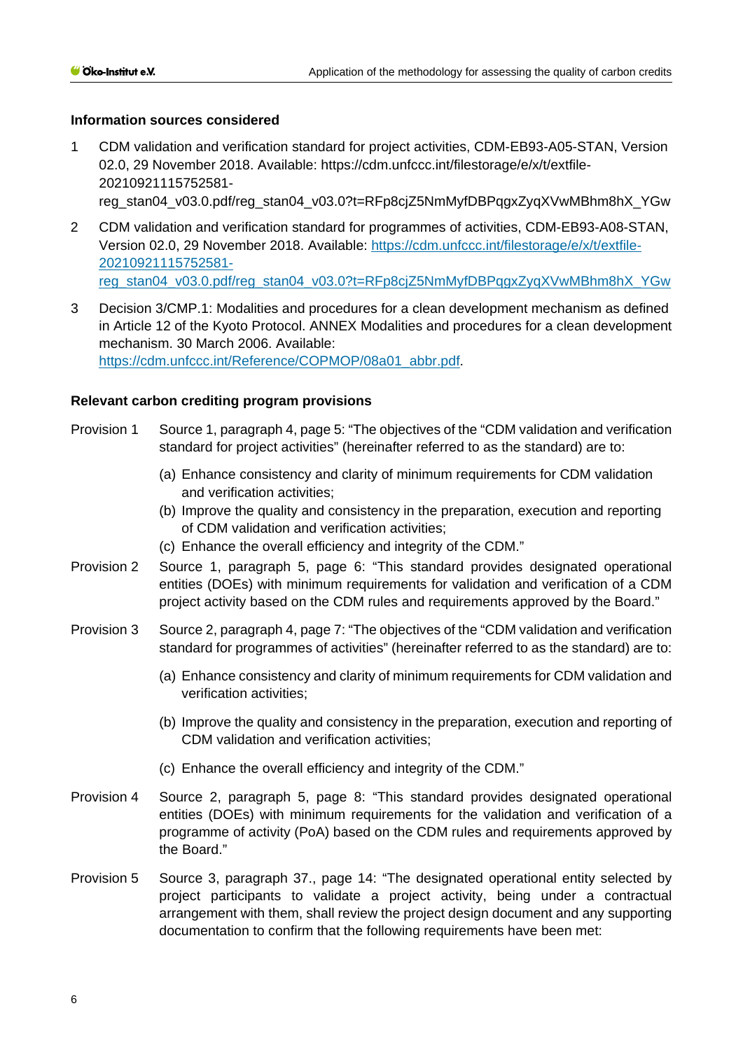### Information sources considered

1 CDM validation and verification standard for project activities, CDM-EB93-A05-STAN, Version 02.0, 29 November 2018. Available: https://cdm.unfccc.int/filestorage/e/x/t/extfile-20210921115752581-reg_stan04_v03.0.pdf/reg_stan04_v03.0?t=RFp8cjZ5NmMyfDBPqgxZyqXVwMBhm8hX_YGw

2 CDM validation and verification standard for programmes of activities, CDM-EB93-A08-STAN, Version 02.0, 29 November 2018. Available: https://cdm.unfccc.int/filestorage/e/x/t/extfile-20210921115752581-reg_stan04_v03.0.pdf/reg_stan04_v03.0?t=RFp8cjZ5NmMyfDBPqgxZyqXVwMBhm8hX_YGw

3 Decision 3/CMP.1: Modalities and procedures for a clean development mechanism as defined in Article 12 of the Kyoto Protocol. ANNEX Modalities and procedures for a clean development mechanism. 30 March 2006. Available: https://cdm.unfccc.int/Reference/COPMOP/08a01_abbr.pdf.

### Relevant carbon crediting program provisions

Provision 1 Source 1, paragraph 4, page 5: "The objectives of the "CDM validation and verification standard for project activities" (hereinafter referred to as the standard) are to:

(a) Enhance consistency and clarity of minimum requirements for CDM validation and verification activities;
(b) Improve the quality and consistency in the preparation, execution and reporting of CDM validation and verification activities;
(c) Enhance the overall efficiency and integrity of the CDM."

Provision 2 Source 1, paragraph 5, page 6: "This standard provides designated operational entities (DOEs) with minimum requirements for validation and verification of a CDM project activity based on the CDM rules and requirements approved by the Board."

Provision 3 Source 2, paragraph 4, page 7: "The objectives of the "CDM validation and verification standard for programmes of activities" (hereinafter referred to as the standard) are to:

(a) Enhance consistency and clarity of minimum requirements for CDM validation and verification activities;

(b) Improve the quality and consistency in the preparation, execution and reporting of CDM validation and verification activities;

(c) Enhance the overall efficiency and integrity of the CDM."

Provision 4 Source 2, paragraph 5, page 8: "This standard provides designated operational entities (DOEs) with minimum requirements for the validation and verification of a programme of activity (PoA) based on the CDM rules and requirements approved by the Board."

Provision 5 Source 3, paragraph 37., page 14: "The designated operational entity selected by project participants to validate a project activity, being under a contractual arrangement with them, shall review the project design document and any supporting documentation to confirm that the following requirements have been met: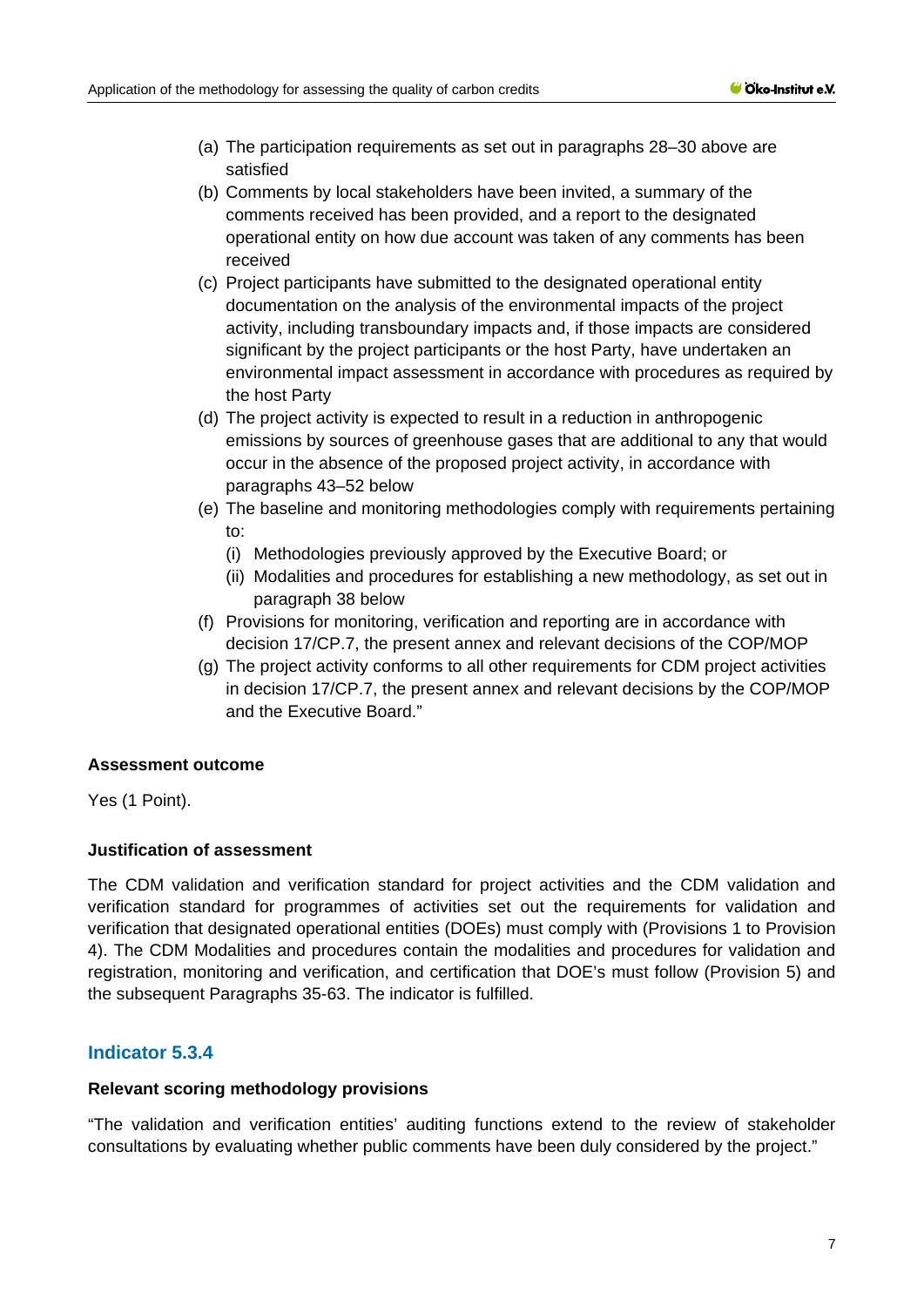(a) The participation requirements as set out in paragraphs 28–30 above are satisfied
(b) Comments by local stakeholders have been invited, a summary of the comments received has been provided, and a report to the designated operational entity on how due account was taken of any comments has been received
(c) Project participants have submitted to the designated operational entity documentation on the analysis of the environmental impacts of the project activity, including transboundary impacts and, if those impacts are considered significant by the project participants or the host Party, have undertaken an environmental impact assessment in accordance with procedures as required by the host Party
(d) The project activity is expected to result in a reduction in anthropogenic emissions by sources of greenhouse gases that are additional to any that would occur in the absence of the proposed project activity, in accordance with paragraphs 43–52 below
(e) The baseline and monitoring methodologies comply with requirements pertaining to:
   (i) Methodologies previously approved by the Executive Board; or
   (ii) Modalities and procedures for establishing a new methodology, as set out in paragraph 38 below
(f) Provisions for monitoring, verification and reporting are in accordance with decision 17/CP.7, the present annex and relevant decisions of the COP/MOP
(g) The project activity conforms to all other requirements for CDM project activities in decision 17/CP.7, the present annex and relevant decisions by the COP/MOP and the Executive Board."

**Assessment outcome**

Yes (1 Point).

**Justification of assessment**

The CDM validation and verification standard for project activities and the CDM validation and verification standard for programmes of activities set out the requirements for validation and verification that designated operational entities (DOEs) must comply with (Provisions 1 to Provision 4). The CDM Modalities and procedures contain the modalities and procedures for validation and registration, monitoring and verification, and certification that DOE's must follow (Provision 5) and the subsequent Paragraphs 35-63. The indicator is fulfilled.

## Indicator 5.3.4

**Relevant scoring methodology provisions**

"The validation and verification entities' auditing functions extend to the review of stakeholder consultations by evaluating whether public comments have been duly considered by the project."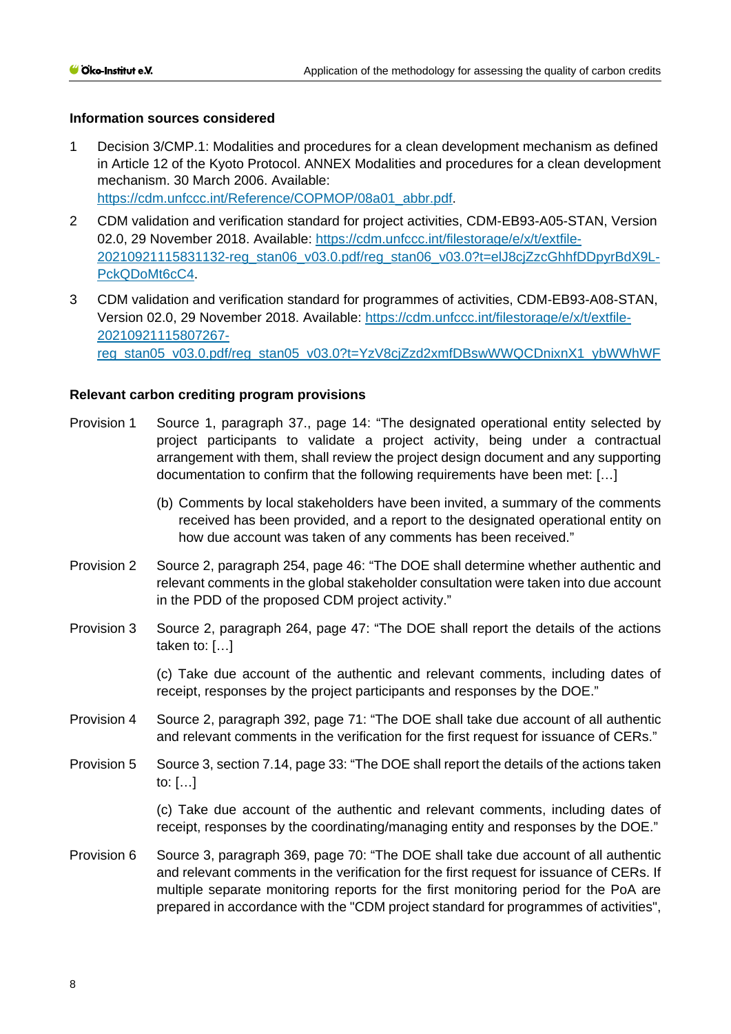### Information sources considered

1. Decision 3/CMP.1: Modalities and procedures for a clean development mechanism as defined in Article 12 of the Kyoto Protocol. ANNEX Modalities and procedures for a clean development mechanism. 30 March 2006. Available: https://cdm.unfccc.int/Reference/COPMOP/08a01_abbr.pdf.
2. CDM validation and verification standard for project activities, CDM-EB93-A05-STAN, Version 02.0, 29 November 2018. Available: https://cdm.unfccc.int/filestorage/e/x/t/extfile-20210921115831132-reg_stan06_v03.0.pdf/reg_stan06_v03.0?t=elJ8cjZzcGhhfDDpyrBdX9L-PckQDoMt6cC4.
3. CDM validation and verification standard for programmes of activities, CDM-EB93-A08-STAN, Version 02.0, 29 November 2018. Available: https://cdm.unfccc.int/filestorage/e/x/t/extfile-20210921115807267-reg_stan05_v03.0.pdf/reg_stan05_v03.0?t=YzV8cjZzd2xmfDBswWWQCDnixnX1_ybWWhWF

### Relevant carbon crediting program provisions

Provision 1 Source 1, paragraph 37., page 14: "The designated operational entity selected by project participants to validate a project activity, being under a contractual arrangement with them, shall review the project design document and any supporting documentation to confirm that the following requirements have been met: […]

(b) Comments by local stakeholders have been invited, a summary of the comments received has been provided, and a report to the designated operational entity on how due account was taken of any comments has been received."

Provision 2 Source 2, paragraph 254, page 46: "The DOE shall determine whether authentic and relevant comments in the global stakeholder consultation were taken into due account in the PDD of the proposed CDM project activity."

Provision 3 Source 2, paragraph 264, page 47: "The DOE shall report the details of the actions taken to: […]

(c) Take due account of the authentic and relevant comments, including dates of receipt, responses by the project participants and responses by the DOE."

Provision 4 Source 2, paragraph 392, page 71: "The DOE shall take due account of all authentic and relevant comments in the verification for the first request for issuance of CERs."

Provision 5 Source 3, section 7.14, page 33: "The DOE shall report the details of the actions taken to: […]

(c) Take due account of the authentic and relevant comments, including dates of receipt, responses by the coordinating/managing entity and responses by the DOE."

Provision 6 Source 3, paragraph 369, page 70: "The DOE shall take due account of all authentic and relevant comments in the verification for the first request for issuance of CERs. If multiple separate monitoring reports for the first monitoring period for the PoA are prepared in accordance with the "CDM project standard for programmes of activities",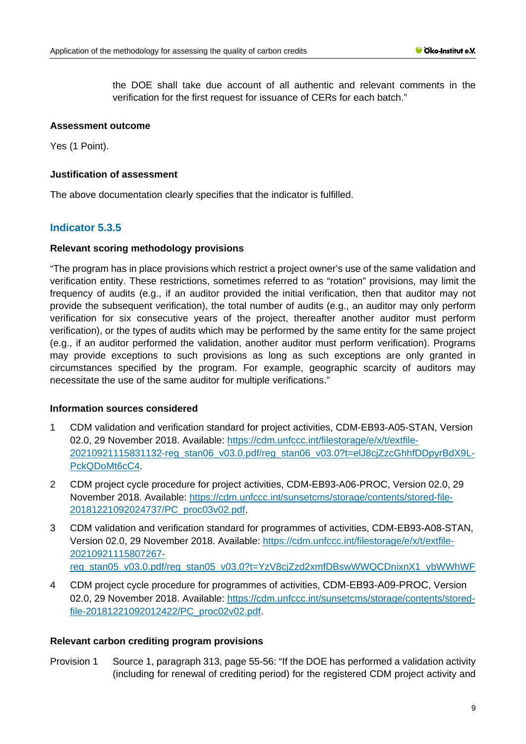the DOE shall take due account of all authentic and relevant comments in the verification for the first request for issuance of CERs for each batch."

**Assessment outcome**

Yes (1 Point).

**Justification of assessment**

The above documentation clearly specifies that the indicator is fulfilled.

## Indicator 5.3.5

**Relevant scoring methodology provisions**

"The program has in place provisions which restrict a project owner's use of the same validation and verification entity. These restrictions, sometimes referred to as "rotation" provisions, may limit the frequency of audits (e.g., if an auditor provided the initial verification, then that auditor may not provide the subsequent verification), the total number of audits (e.g., an auditor may only perform verification for six consecutive years of the project, thereafter another auditor must perform verification), or the types of audits which may be performed by the same entity for the same project (e.g., if an auditor performed the validation, another auditor must perform verification). Programs may provide exceptions to such provisions as long as such exceptions are only granted in circumstances specified by the program. For example, geographic scarcity of auditors may necessitate the use of the same auditor for multiple verifications."

**Information sources considered**

1 CDM validation and verification standard for project activities, CDM-EB93-A05-STAN, Version 02.0, 29 November 2018. Available: https://cdm.unfccc.int/filestorage/e/x/t/extfile-20210921115831132-reg_stan06_v03.0.pdf/reg_stan06_v03.0?t=elJ8cjZzcGhhfDDpyrBdX9L-PckQDoMt6cC4.

2 CDM project cycle procedure for project activities, CDM-EB93-A06-PROC, Version 02.0, 29 November 2018. Available: https://cdm.unfccc.int/sunsetcms/storage/contents/stored-file-20181221092024737/PC_proc03v02.pdf.

3 CDM validation and verification standard for programmes of activities, CDM-EB93-A08-STAN, Version 02.0, 29 November 2018. Available: https://cdm.unfccc.int/filestorage/e/x/t/extfile-20210921115807267-reg_stan05_v03.0.pdf/reg_stan05_v03.0?t=YzV8cjZzd2xmfDBswWWQCDnixnX1_ybWWhWF

4 CDM project cycle procedure for programmes of activities, CDM-EB93-A09-PROC, Version 02.0, 29 November 2018. Available: https://cdm.unfccc.int/sunsetcms/storage/contents/stored-file-20181221092012422/PC_proc02v02.pdf.

**Relevant carbon crediting program provisions**

Provision 1 Source 1, paragraph 313, page 55-56: "If the DOE has performed a validation activity (including for renewal of crediting period) for the registered CDM project activity and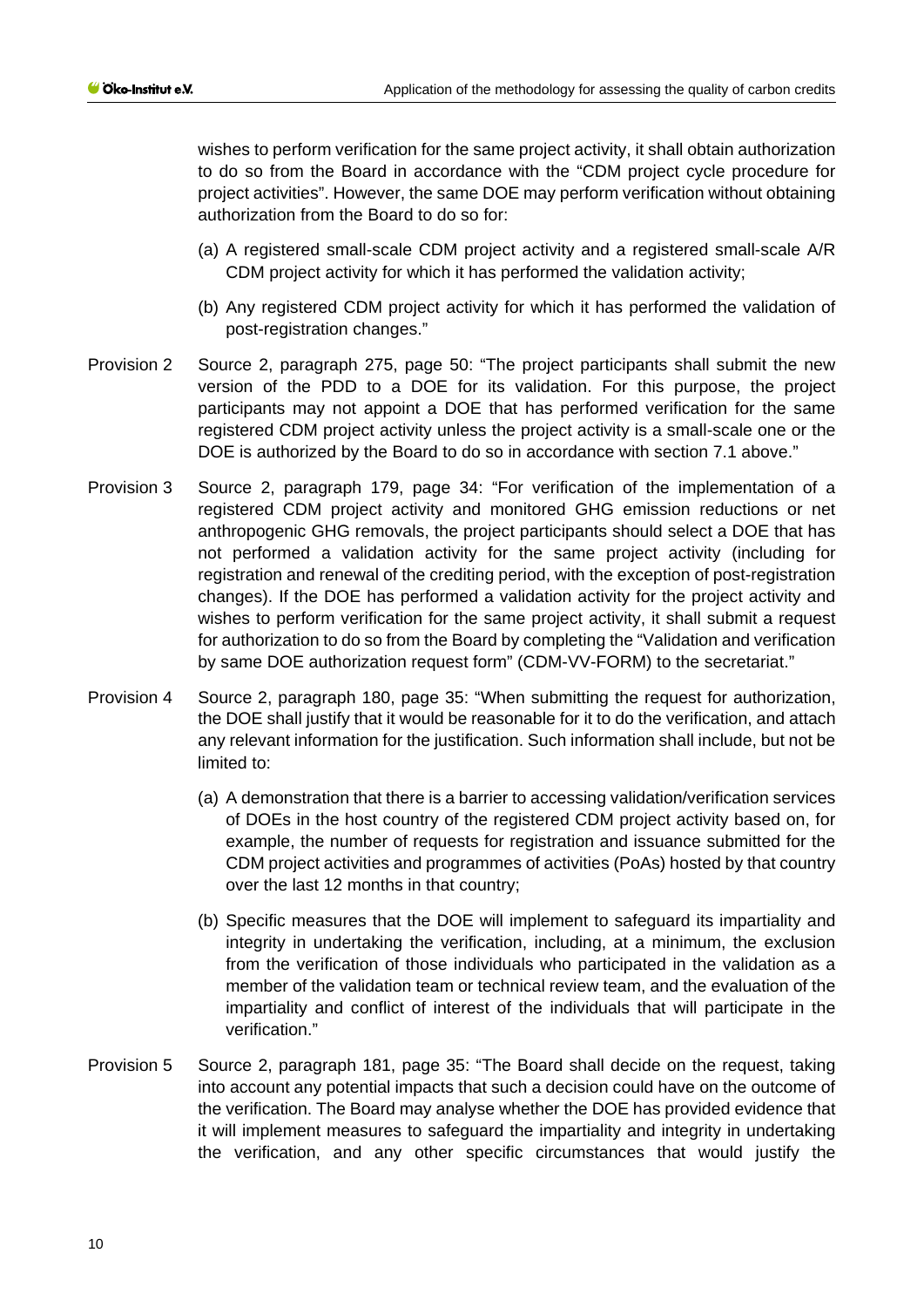wishes to perform verification for the same project activity, it shall obtain authorization to do so from the Board in accordance with the "CDM project cycle procedure for project activities". However, the same DOE may perform verification without obtaining authorization from the Board to do so for:

(a) A registered small-scale CDM project activity and a registered small-scale A/R CDM project activity for which it has performed the validation activity;

(b) Any registered CDM project activity for which it has performed the validation of post-registration changes."

Provision 2 Source 2, paragraph 275, page 50: "The project participants shall submit the new version of the PDD to a DOE for its validation. For this purpose, the project participants may not appoint a DOE that has performed verification for the same registered CDM project activity unless the project activity is a small-scale one or the DOE is authorized by the Board to do so in accordance with section 7.1 above."

Provision 3 Source 2, paragraph 179, page 34: "For verification of the implementation of a registered CDM project activity and monitored GHG emission reductions or net anthropogenic GHG removals, the project participants should select a DOE that has not performed a validation activity for the same project activity (including for registration and renewal of the crediting period, with the exception of post-registration changes). If the DOE has performed a validation activity for the project activity and wishes to perform verification for the same project activity, it shall submit a request for authorization to do so from the Board by completing the "Validation and verification by same DOE authorization request form" (CDM-VV-FORM) to the secretariat."

Provision 4 Source 2, paragraph 180, page 35: "When submitting the request for authorization, the DOE shall justify that it would be reasonable for it to do the verification, and attach any relevant information for the justification. Such information shall include, but not be limited to:

(a) A demonstration that there is a barrier to accessing validation/verification services of DOEs in the host country of the registered CDM project activity based on, for example, the number of requests for registration and issuance submitted for the CDM project activities and programmes of activities (PoAs) hosted by that country over the last 12 months in that country;

(b) Specific measures that the DOE will implement to safeguard its impartiality and integrity in undertaking the verification, including, at a minimum, the exclusion from the verification of those individuals who participated in the validation as a member of the validation team or technical review team, and the evaluation of the impartiality and conflict of interest of the individuals that will participate in the verification."

Provision 5 Source 2, paragraph 181, page 35: "The Board shall decide on the request, taking into account any potential impacts that such a decision could have on the outcome of the verification. The Board may analyse whether the DOE has provided evidence that it will implement measures to safeguard the impartiality and integrity in undertaking the verification, and any other specific circumstances that would justify the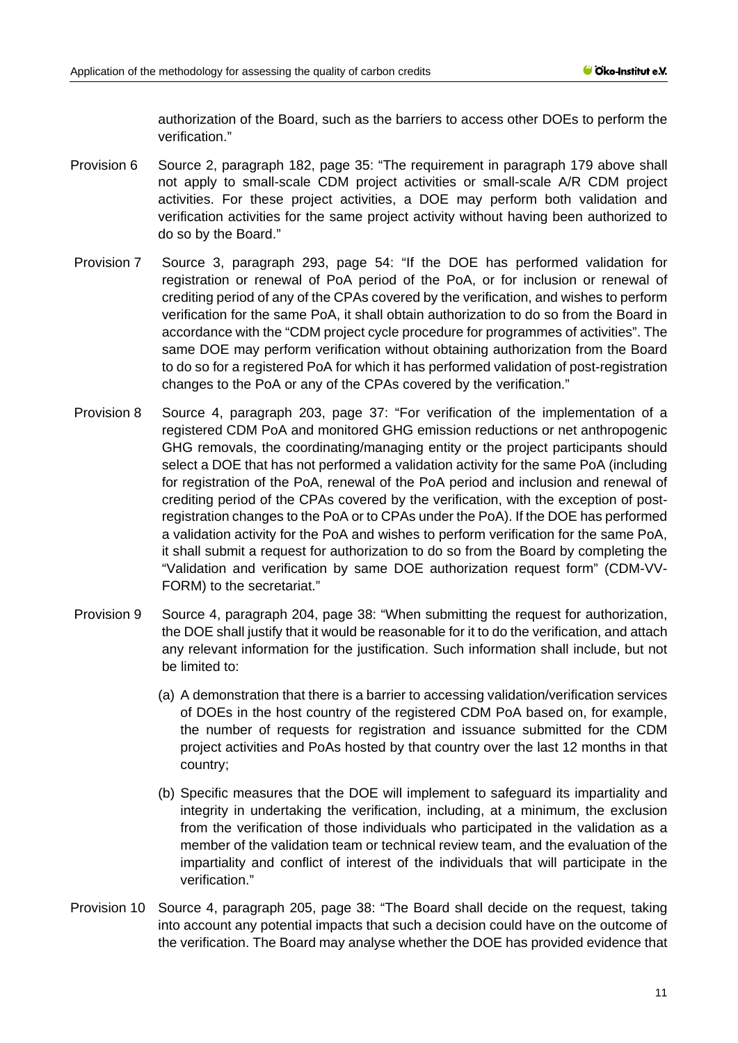authorization of the Board, such as the barriers to access other DOEs to perform the verification."

Provision 6 Source 2, paragraph 182, page 35: "The requirement in paragraph 179 above shall not apply to small-scale CDM project activities or small-scale A/R CDM project activities. For these project activities, a DOE may perform both validation and verification activities for the same project activity without having been authorized to do so by the Board."

Provision 7 Source 3, paragraph 293, page 54: "If the DOE has performed validation for registration or renewal of PoA period of the PoA, or for inclusion or renewal of crediting period of any of the CPAs covered by the verification, and wishes to perform verification for the same PoA, it shall obtain authorization to do so from the Board in accordance with the "CDM project cycle procedure for programmes of activities". The same DOE may perform verification without obtaining authorization from the Board to do so for a registered PoA for which it has performed validation of post-registration changes to the PoA or any of the CPAs covered by the verification."

Provision 8 Source 4, paragraph 203, page 37: "For verification of the implementation of a registered CDM PoA and monitored GHG emission reductions or net anthropogenic GHG removals, the coordinating/managing entity or the project participants should select a DOE that has not performed a validation activity for the same PoA (including for registration of the PoA, renewal of the PoA period and inclusion and renewal of crediting period of the CPAs covered by the verification, with the exception of post-registration changes to the PoA or to CPAs under the PoA). If the DOE has performed a validation activity for the PoA and wishes to perform verification for the same PoA, it shall submit a request for authorization to do so from the Board by completing the "Validation and verification by same DOE authorization request form" (CDM-VV-FORM) to the secretariat."

Provision 9 Source 4, paragraph 204, page 38: "When submitting the request for authorization, the DOE shall justify that it would be reasonable for it to do the verification, and attach any relevant information for the justification. Such information shall include, but not be limited to:

(a) A demonstration that there is a barrier to accessing validation/verification services of DOEs in the host country of the registered CDM PoA based on, for example, the number of requests for registration and issuance submitted for the CDM project activities and PoAs hosted by that country over the last 12 months in that country;

(b) Specific measures that the DOE will implement to safeguard its impartiality and integrity in undertaking the verification, including, at a minimum, the exclusion from the verification of those individuals who participated in the validation as a member of the validation team or technical review team, and the evaluation of the impartiality and conflict of interest of the individuals that will participate in the verification."

Provision 10 Source 4, paragraph 205, page 38: "The Board shall decide on the request, taking into account any potential impacts that such a decision could have on the outcome of the verification. The Board may analyse whether the DOE has provided evidence that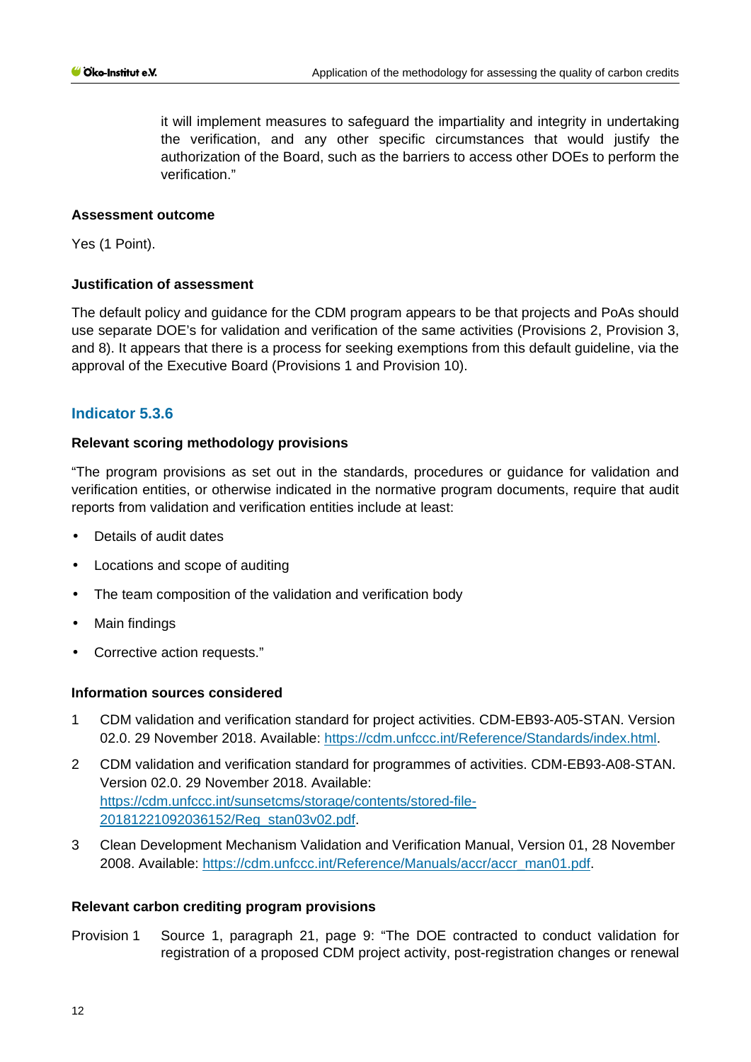it will implement measures to safeguard the impartiality and integrity in undertaking the verification, and any other specific circumstances that would justify the authorization of the Board, such as the barriers to access other DOEs to perform the verification."

**Assessment outcome**

Yes (1 Point).

**Justification of assessment**

The default policy and guidance for the CDM program appears to be that projects and PoAs should use separate DOE's for validation and verification of the same activities (Provisions 2, Provision 3, and 8). It appears that there is a process for seeking exemptions from this default guideline, via the approval of the Executive Board (Provisions 1 and Provision 10).

### Indicator 5.3.6

**Relevant scoring methodology provisions**

"The program provisions as set out in the standards, procedures or guidance for validation and verification entities, or otherwise indicated in the normative program documents, require that audit reports from validation and verification entities include at least:

- Details of audit dates
- Locations and scope of auditing
- The team composition of the validation and verification body
- Main findings
- Corrective action requests."

**Information sources considered**

1 CDM validation and verification standard for project activities. CDM-EB93-A05-STAN. Version 02.0. 29 November 2018. Available: https://cdm.unfccc.int/Reference/Standards/index.html.

2 CDM validation and verification standard for programmes of activities. CDM-EB93-A08-STAN. Version 02.0. 29 November 2018. Available: https://cdm.unfccc.int/sunsetcms/storage/contents/stored-file-20181221092036152/Reg_stan03v02.pdf.

3 Clean Development Mechanism Validation and Verification Manual, Version 01, 28 November 2008. Available: https://cdm.unfccc.int/Reference/Manuals/accr/accr_man01.pdf.

**Relevant carbon crediting program provisions**

Provision 1 Source 1, paragraph 21, page 9: "The DOE contracted to conduct validation for registration of a proposed CDM project activity, post-registration changes or renewal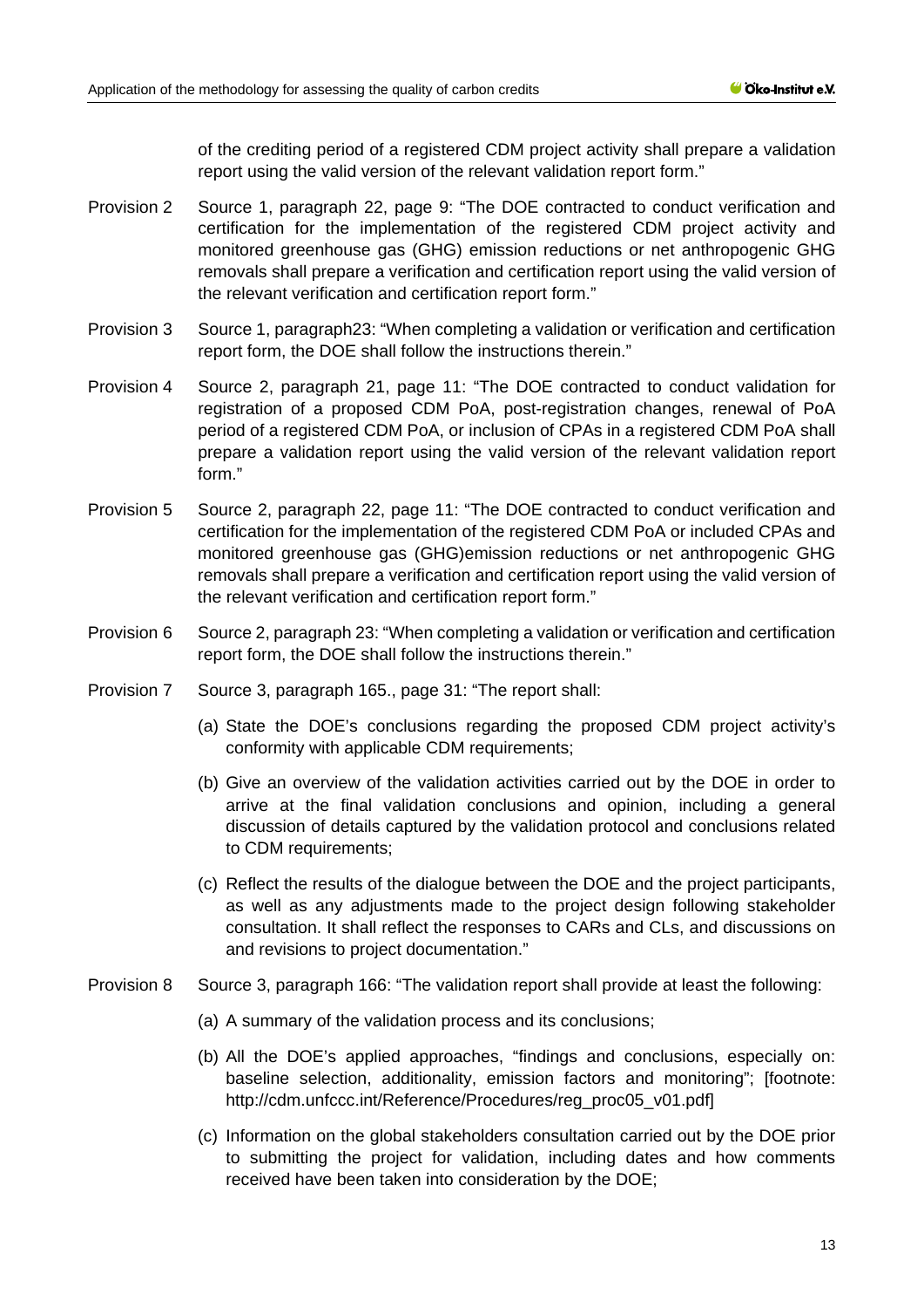of the crediting period of a registered CDM project activity shall prepare a validation report using the valid version of the relevant validation report form."

Provision 2 Source 1, paragraph 22, page 9: "The DOE contracted to conduct verification and certification for the implementation of the registered CDM project activity and monitored greenhouse gas (GHG) emission reductions or net anthropogenic GHG removals shall prepare a verification and certification report using the valid version of the relevant verification and certification report form."

Provision 3 Source 1, paragraph23: "When completing a validation or verification and certification report form, the DOE shall follow the instructions therein."

Provision 4 Source 2, paragraph 21, page 11: "The DOE contracted to conduct validation for registration of a proposed CDM PoA, post-registration changes, renewal of PoA period of a registered CDM PoA, or inclusion of CPAs in a registered CDM PoA shall prepare a validation report using the valid version of the relevant validation report form."

Provision 5 Source 2, paragraph 22, page 11: "The DOE contracted to conduct verification and certification for the implementation of the registered CDM PoA or included CPAs and monitored greenhouse gas (GHG)emission reductions or net anthropogenic GHG removals shall prepare a verification and certification report using the valid version of the relevant verification and certification report form."

Provision 6 Source 2, paragraph 23: "When completing a validation or verification and certification report form, the DOE shall follow the instructions therein."

Provision 7 Source 3, paragraph 165., page 31: "The report shall:

(a) State the DOE's conclusions regarding the proposed CDM project activity's conformity with applicable CDM requirements;

(b) Give an overview of the validation activities carried out by the DOE in order to arrive at the final validation conclusions and opinion, including a general discussion of details captured by the validation protocol and conclusions related to CDM requirements;

(c) Reflect the results of the dialogue between the DOE and the project participants, as well as any adjustments made to the project design following stakeholder consultation. It shall reflect the responses to CARs and CLs, and discussions on and revisions to project documentation."

Provision 8 Source 3, paragraph 166: "The validation report shall provide at least the following:

(a) A summary of the validation process and its conclusions;

(b) All the DOE's applied approaches, "findings and conclusions, especially on: baseline selection, additionality, emission factors and monitoring"; [footnote: http://cdm.unfccc.int/Reference/Procedures/reg_proc05_v01.pdf]

(c) Information on the global stakeholders consultation carried out by the DOE prior to submitting the project for validation, including dates and how comments received have been taken into consideration by the DOE;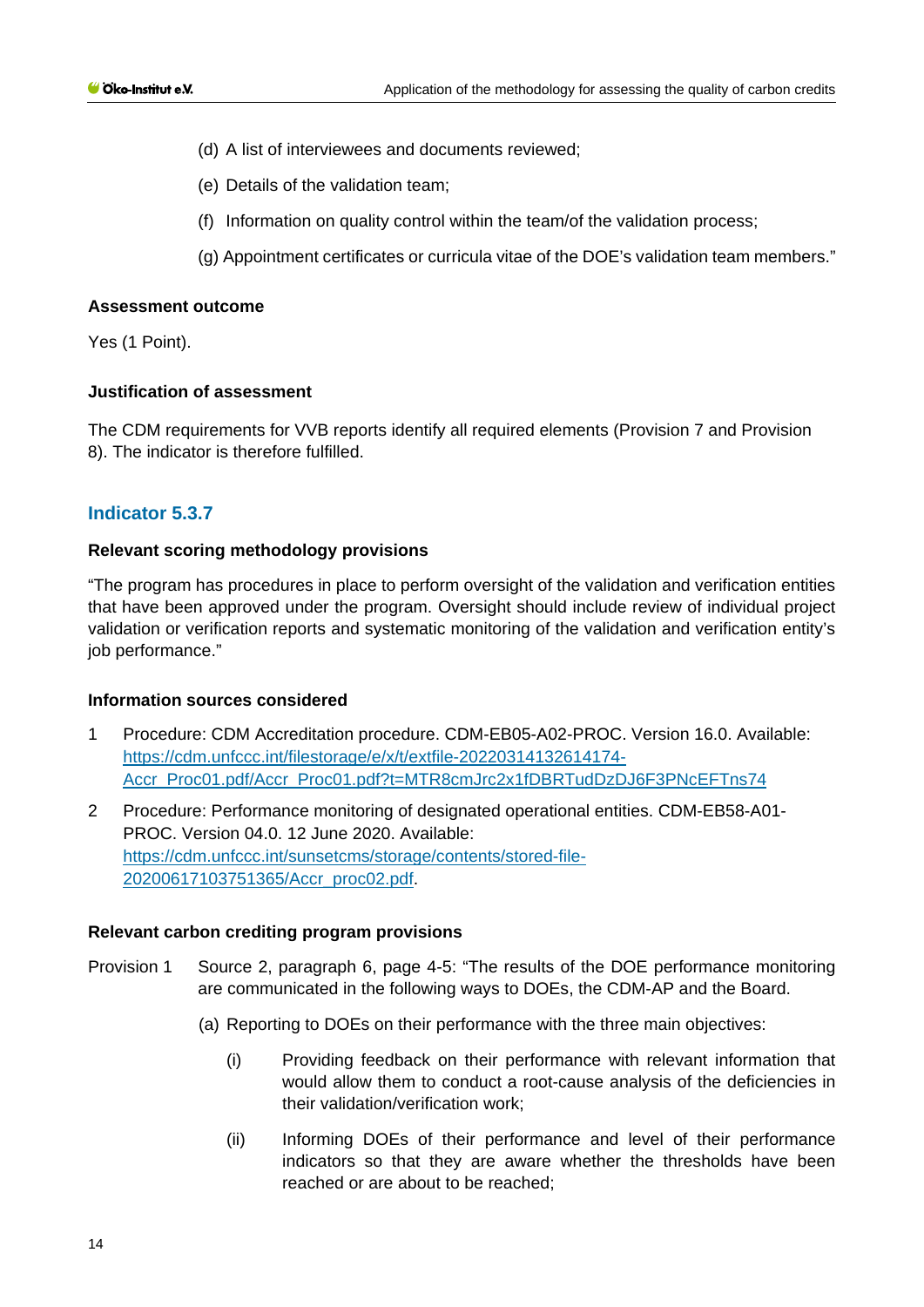(d) A list of interviewees and documents reviewed;

(e) Details of the validation team;

(f) Information on quality control within the team/of the validation process;

(g) Appointment certificates or curricula vitae of the DOE's validation team members."

**Assessment outcome**

Yes (1 Point).

**Justification of assessment**

The CDM requirements for VVB reports identify all required elements (Provision 7 and Provision 8). The indicator is therefore fulfilled.

## Indicator 5.3.7

**Relevant scoring methodology provisions**

"The program has procedures in place to perform oversight of the validation and verification entities that have been approved under the program. Oversight should include review of individual project validation or verification reports and systematic monitoring of the validation and verification entity's job performance."

**Information sources considered**

1 Procedure: CDM Accreditation procedure. CDM-EB05-A02-PROC. Version 16.0. Available: https://cdm.unfccc.int/filestorage/e/x/t/extfile-20220314132614174-Accr_Proc01.pdf/Accr_Proc01.pdf?t=MTR8cmJrc2x1fDBRTudDzDJ6F3PNcEFTns74

2 Procedure: Performance monitoring of designated operational entities. CDM-EB58-A01-PROC. Version 04.0. 12 June 2020. Available: https://cdm.unfccc.int/sunsetcms/storage/contents/stored-file-20200617103751365/Accr_proc02.pdf.

**Relevant carbon crediting program provisions**

Provision 1 Source 2, paragraph 6, page 4-5: "The results of the DOE performance monitoring are communicated in the following ways to DOEs, the CDM-AP and the Board.

(a) Reporting to DOEs on their performance with the three main objectives:

(i) Providing feedback on their performance with relevant information that would allow them to conduct a root-cause analysis of the deficiencies in their validation/verification work;

(ii) Informing DOEs of their performance and level of their performance indicators so that they are aware whether the thresholds have been reached or are about to be reached;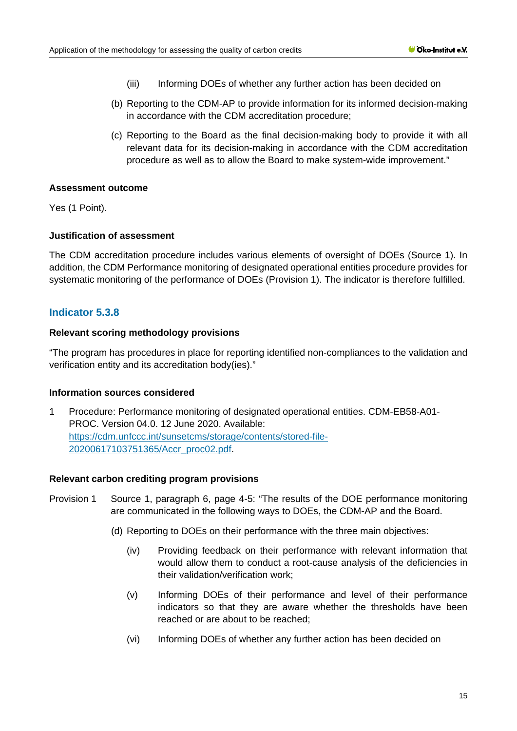(iii) Informing DOEs of whether any further action has been decided on

(b) Reporting to the CDM-AP to provide information for its informed decision-making in accordance with the CDM accreditation procedure;

(c) Reporting to the Board as the final decision-making body to provide it with all relevant data for its decision-making in accordance with the CDM accreditation procedure as well as to allow the Board to make system-wide improvement."

**Assessment outcome**

Yes (1 Point).

**Justification of assessment**

The CDM accreditation procedure includes various elements of oversight of DOEs (Source 1). In addition, the CDM Performance monitoring of designated operational entities procedure provides for systematic monitoring of the performance of DOEs (Provision 1). The indicator is therefore fulfilled.

## Indicator 5.3.8

**Relevant scoring methodology provisions**

"The program has procedures in place for reporting identified non-compliances to the validation and verification entity and its accreditation body(ies)."

**Information sources considered**

1 Procedure: Performance monitoring of designated operational entities. CDM-EB58-A01-PROC. Version 04.0. 12 June 2020. Available: [https://cdm.unfccc.int/sunsetcms/storage/contents/stored-file-20200617103751365/Accr_proc02.pdf](https://cdm.unfccc.int/sunsetcms/storage/contents/stored-file-20200617103751365/Accr_proc02.pdf).

**Relevant carbon crediting program provisions**

Provision 1 Source 1, paragraph 6, page 4-5: "The results of the DOE performance monitoring are communicated in the following ways to DOEs, the CDM-AP and the Board.

(d) Reporting to DOEs on their performance with the three main objectives:

(iv) Providing feedback on their performance with relevant information that would allow them to conduct a root-cause analysis of the deficiencies in their validation/verification work;

(v) Informing DOEs of their performance and level of their performance indicators so that they are aware whether the thresholds have been reached or are about to be reached;

(vi) Informing DOEs of whether any further action has been decided on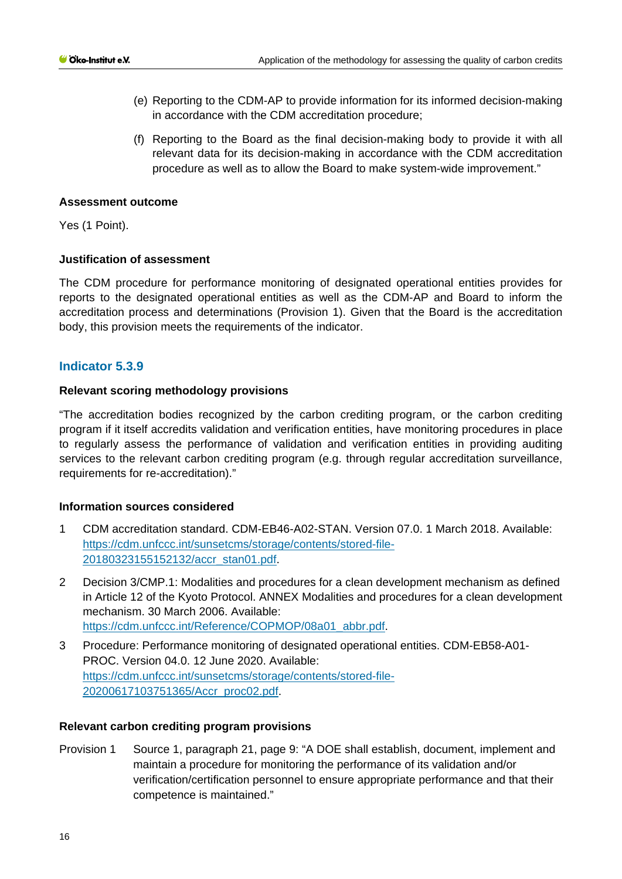(e) Reporting to the CDM-AP to provide information for its informed decision-making in accordance with the CDM accreditation procedure;

(f) Reporting to the Board as the final decision-making body to provide it with all relevant data for its decision-making in accordance with the CDM accreditation procedure as well as to allow the Board to make system-wide improvement."

**Assessment outcome**

Yes (1 Point).

**Justification of assessment**

The CDM procedure for performance monitoring of designated operational entities provides for reports to the designated operational entities as well as the CDM-AP and Board to inform the accreditation process and determinations (Provision 1). Given that the Board is the accreditation body, this provision meets the requirements of the indicator.

### Indicator 5.3.9

**Relevant scoring methodology provisions**

"The accreditation bodies recognized by the carbon crediting program, or the carbon crediting program if it itself accredits validation and verification entities, have monitoring procedures in place to regularly assess the performance of validation and verification entities in providing auditing services to the relevant carbon crediting program (e.g. through regular accreditation surveillance, requirements for re-accreditation)."

**Information sources considered**

1 CDM accreditation standard. CDM-EB46-A02-STAN. Version 07.0. 1 March 2018. Available: https://cdm.unfccc.int/sunsetcms/storage/contents/stored-file-20180323155152132/accr_stan01.pdf.

2 Decision 3/CMP.1: Modalities and procedures for a clean development mechanism as defined in Article 12 of the Kyoto Protocol. ANNEX Modalities and procedures for a clean development mechanism. 30 March 2006. Available: https://cdm.unfccc.int/Reference/COPMOP/08a01_abbr.pdf.

3 Procedure: Performance monitoring of designated operational entities. CDM-EB58-A01-PROC. Version 04.0. 12 June 2020. Available: https://cdm.unfccc.int/sunsetcms/storage/contents/stored-file-20200617103751365/Accr_proc02.pdf.

**Relevant carbon crediting program provisions**

Provision 1 Source 1, paragraph 21, page 9: "A DOE shall establish, document, implement and maintain a procedure for monitoring the performance of its validation and/or verification/certification personnel to ensure appropriate performance and that their competence is maintained."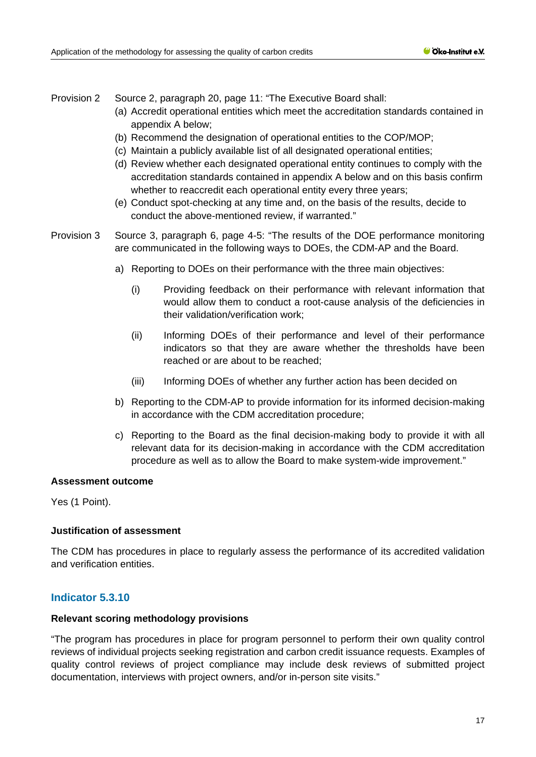Provision 2 Source 2, paragraph 20, page 11: "The Executive Board shall:

(a) Accredit operational entities which meet the accreditation standards contained in appendix A below;
(b) Recommend the designation of operational entities to the COP/MOP;
(c) Maintain a publicly available list of all designated operational entities;
(d) Review whether each designated operational entity continues to comply with the accreditation standards contained in appendix A below and on this basis confirm whether to reaccredit each operational entity every three years;
(e) Conduct spot-checking at any time and, on the basis of the results, decide to conduct the above-mentioned review, if warranted."

Provision 3 Source 3, paragraph 6, page 4-5: "The results of the DOE performance monitoring are communicated in the following ways to DOEs, the CDM-AP and the Board.

a) Reporting to DOEs on their performance with the three main objectives:

   (i) Providing feedback on their performance with relevant information that would allow them to conduct a root-cause analysis of the deficiencies in their validation/verification work;

   (ii) Informing DOEs of their performance and level of their performance indicators so that they are aware whether the thresholds have been reached or are about to be reached;

   (iii) Informing DOEs of whether any further action has been decided on

b) Reporting to the CDM-AP to provide information for its informed decision-making in accordance with the CDM accreditation procedure;

c) Reporting to the Board as the final decision-making body to provide it with all relevant data for its decision-making in accordance with the CDM accreditation procedure as well as to allow the Board to make system-wide improvement."

**Assessment outcome**

Yes (1 Point).

**Justification of assessment**

The CDM has procedures in place to regularly assess the performance of its accredited validation and verification entities.

## Indicator 5.3.10

**Relevant scoring methodology provisions**

"The program has procedures in place for program personnel to perform their own quality control reviews of individual projects seeking registration and carbon credit issuance requests. Examples of quality control reviews of project compliance may include desk reviews of submitted project documentation, interviews with project owners, and/or in-person site visits."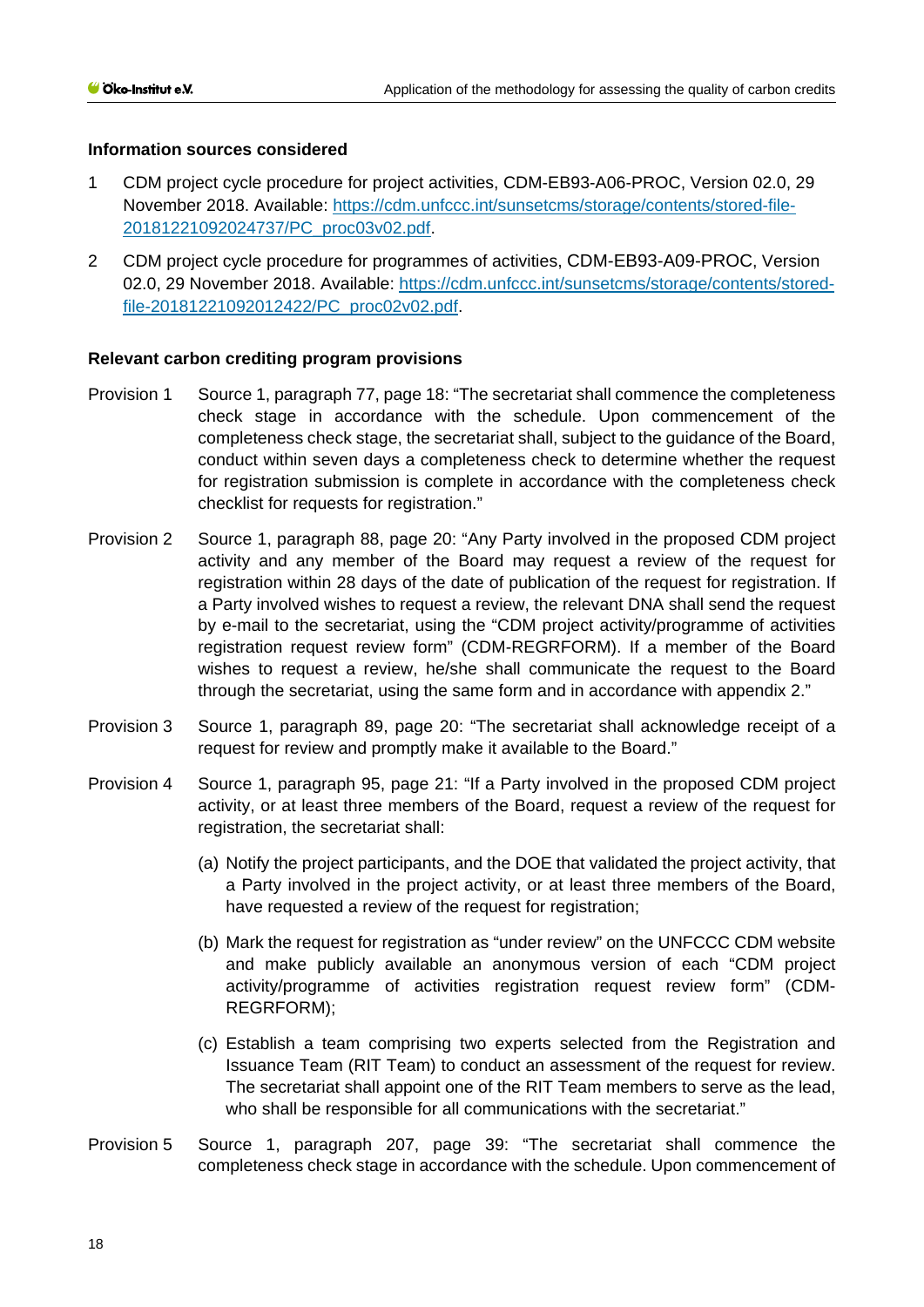**Information sources considered**

1. CDM project cycle procedure for project activities, CDM-EB93-A06-PROC, Version 02.0, 29 November 2018. Available: [https://cdm.unfccc.int/sunsetcms/storage/contents/stored-file-20181221092024737/PC_proc03v02.pdf](https://cdm.unfccc.int/sunsetcms/storage/contents/stored-file-20181221092024737/PC_proc03v02.pdf).
2. CDM project cycle procedure for programmes of activities, CDM-EB93-A09-PROC, Version 02.0, 29 November 2018. Available: [https://cdm.unfccc.int/sunsetcms/storage/contents/stored-file-20181221092012422/PC_proc02v02.pdf](https://cdm.unfccc.int/sunsetcms/storage/contents/stored-file-20181221092012422/PC_proc02v02.pdf).

**Relevant carbon crediting program provisions**

Provision 1 Source 1, paragraph 77, page 18: "The secretariat shall commence the completeness check stage in accordance with the schedule. Upon commencement of the completeness check stage, the secretariat shall, subject to the guidance of the Board, conduct within seven days a completeness check to determine whether the request for registration submission is complete in accordance with the completeness check checklist for requests for registration."

Provision 2 Source 1, paragraph 88, page 20: "Any Party involved in the proposed CDM project activity and any member of the Board may request a review of the request for registration within 28 days of the date of publication of the request for registration. If a Party involved wishes to request a review, the relevant DNA shall send the request by e-mail to the secretariat, using the "CDM project activity/programme of activities registration request review form" (CDM-REGRFORM). If a member of the Board wishes to request a review, he/she shall communicate the request to the Board through the secretariat, using the same form and in accordance with appendix 2."

Provision 3 Source 1, paragraph 89, page 20: "The secretariat shall acknowledge receipt of a request for review and promptly make it available to the Board."

Provision 4 Source 1, paragraph 95, page 21: "If a Party involved in the proposed CDM project activity, or at least three members of the Board, request a review of the request for registration, the secretariat shall:

(a) Notify the project participants, and the DOE that validated the project activity, that a Party involved in the project activity, or at least three members of the Board, have requested a review of the request for registration;

(b) Mark the request for registration as "under review" on the UNFCCC CDM website and make publicly available an anonymous version of each "CDM project activity/programme of activities registration request review form" (CDM-REGRFORM);

(c) Establish a team comprising two experts selected from the Registration and Issuance Team (RIT Team) to conduct an assessment of the request for review. The secretariat shall appoint one of the RIT Team members to serve as the lead, who shall be responsible for all communications with the secretariat."

Provision 5 Source 1, paragraph 207, page 39: "The secretariat shall commence the completeness check stage in accordance with the schedule. Upon commencement of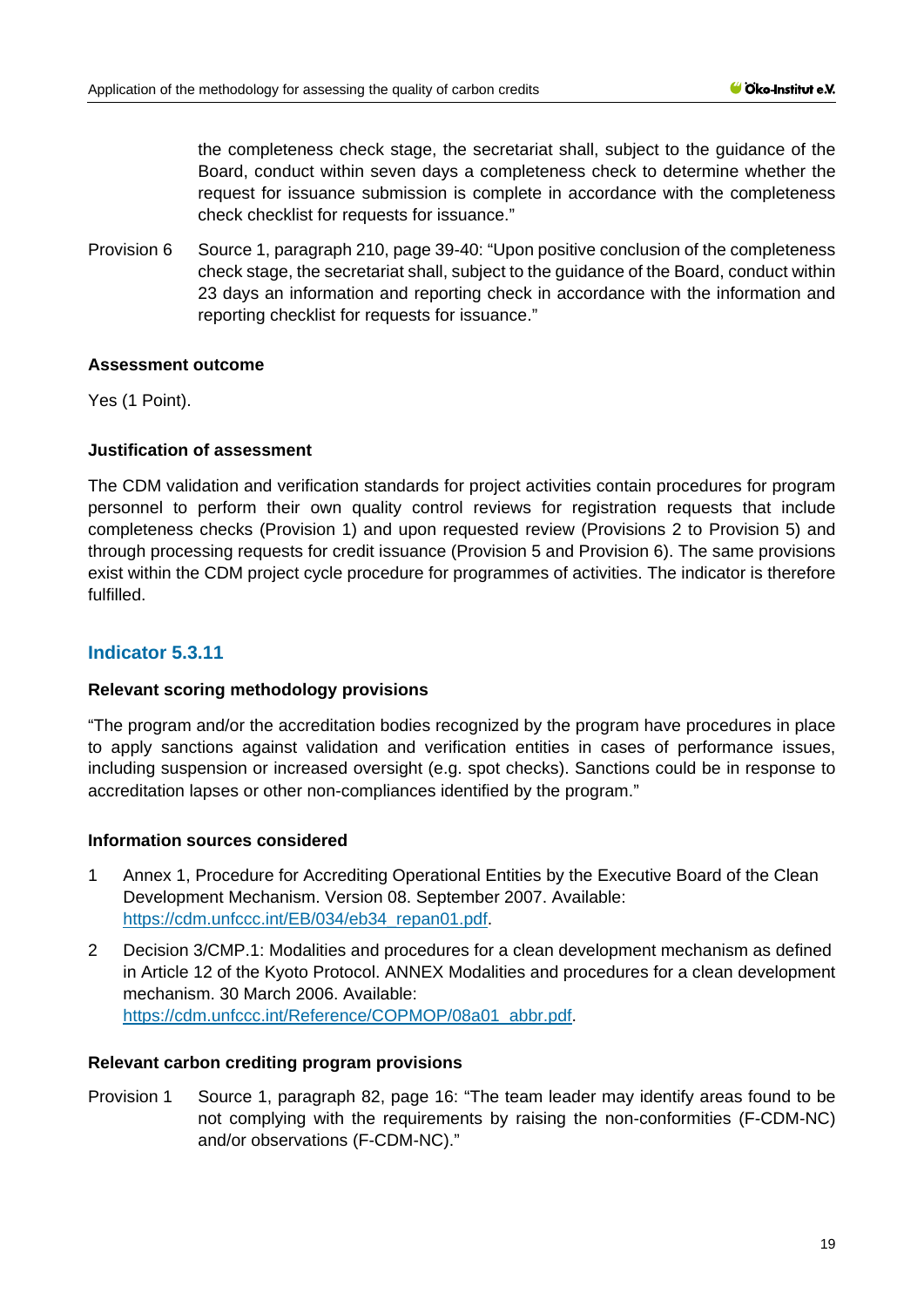the completeness check stage, the secretariat shall, subject to the guidance of the Board, conduct within seven days a completeness check to determine whether the request for issuance submission is complete in accordance with the completeness check checklist for requests for issuance."

Provision 6 Source 1, paragraph 210, page 39-40: "Upon positive conclusion of the completeness check stage, the secretariat shall, subject to the guidance of the Board, conduct within 23 days an information and reporting check in accordance with the information and reporting checklist for requests for issuance."

**Assessment outcome**

Yes (1 Point).

**Justification of assessment**

The CDM validation and verification standards for project activities contain procedures for program personnel to perform their own quality control reviews for registration requests that include completeness checks (Provision 1) and upon requested review (Provisions 2 to Provision 5) and through processing requests for credit issuance (Provision 5 and Provision 6). The same provisions exist within the CDM project cycle procedure for programmes of activities. The indicator is therefore fulfilled.

## Indicator 5.3.11

**Relevant scoring methodology provisions**

"The program and/or the accreditation bodies recognized by the program have procedures in place to apply sanctions against validation and verification entities in cases of performance issues, including suspension or increased oversight (e.g. spot checks). Sanctions could be in response to accreditation lapses or other non-compliances identified by the program."

**Information sources considered**

1 Annex 1, Procedure for Accrediting Operational Entities by the Executive Board of the Clean Development Mechanism. Version 08. September 2007. Available: https://cdm.unfccc.int/EB/034/eb34_repan01.pdf.

2 Decision 3/CMP.1: Modalities and procedures for a clean development mechanism as defined in Article 12 of the Kyoto Protocol. ANNEX Modalities and procedures for a clean development mechanism. 30 March 2006. Available: https://cdm.unfccc.int/Reference/COPMOP/08a01_abbr.pdf.

**Relevant carbon crediting program provisions**

Provision 1 Source 1, paragraph 82, page 16: "The team leader may identify areas found to be not complying with the requirements by raising the non-conformities (F-CDM-NC) and/or observations (F-CDM-NC)."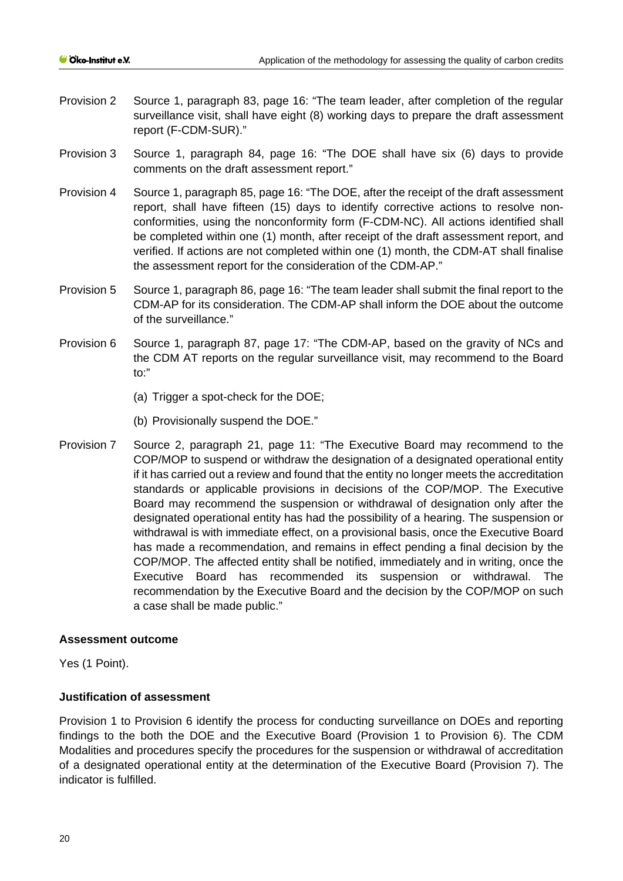Provision 2 Source 1, paragraph 83, page 16: "The team leader, after completion of the regular surveillance visit, shall have eight (8) working days to prepare the draft assessment report (F-CDM-SUR)."

Provision 3 Source 1, paragraph 84, page 16: "The DOE shall have six (6) days to provide comments on the draft assessment report."

Provision 4 Source 1, paragraph 85, page 16: "The DOE, after the receipt of the draft assessment report, shall have fifteen (15) days to identify corrective actions to resolve non-conformities, using the nonconformity form (F-CDM-NC). All actions identified shall be completed within one (1) month, after receipt of the draft assessment report, and verified. If actions are not completed within one (1) month, the CDM-AT shall finalise the assessment report for the consideration of the CDM-AP."

Provision 5 Source 1, paragraph 86, page 16: "The team leader shall submit the final report to the CDM-AP for its consideration. The CDM-AP shall inform the DOE about the outcome of the surveillance."

Provision 6 Source 1, paragraph 87, page 17: "The CDM-AP, based on the gravity of NCs and the CDM AT reports on the regular surveillance visit, may recommend to the Board to:"

(a) Trigger a spot-check for the DOE;

(b) Provisionally suspend the DOE."

Provision 7 Source 2, paragraph 21, page 11: "The Executive Board may recommend to the COP/MOP to suspend or withdraw the designation of a designated operational entity if it has carried out a review and found that the entity no longer meets the accreditation standards or applicable provisions in decisions of the COP/MOP. The Executive Board may recommend the suspension or withdrawal of designation only after the designated operational entity has had the possibility of a hearing. The suspension or withdrawal is with immediate effect, on a provisional basis, once the Executive Board has made a recommendation, and remains in effect pending a final decision by the COP/MOP. The affected entity shall be notified, immediately and in writing, once the Executive Board has recommended its suspension or withdrawal. The recommendation by the Executive Board and the decision by the COP/MOP on such a case shall be made public."

**Assessment outcome**

Yes (1 Point).

**Justification of assessment**

Provision 1 to Provision 6 identify the process for conducting surveillance on DOEs and reporting findings to the both the DOE and the Executive Board (Provision 1 to Provision 6). The CDM Modalities and procedures specify the procedures for the suspension or withdrawal of accreditation of a designated operational entity at the determination of the Executive Board (Provision 7). The indicator is fulfilled.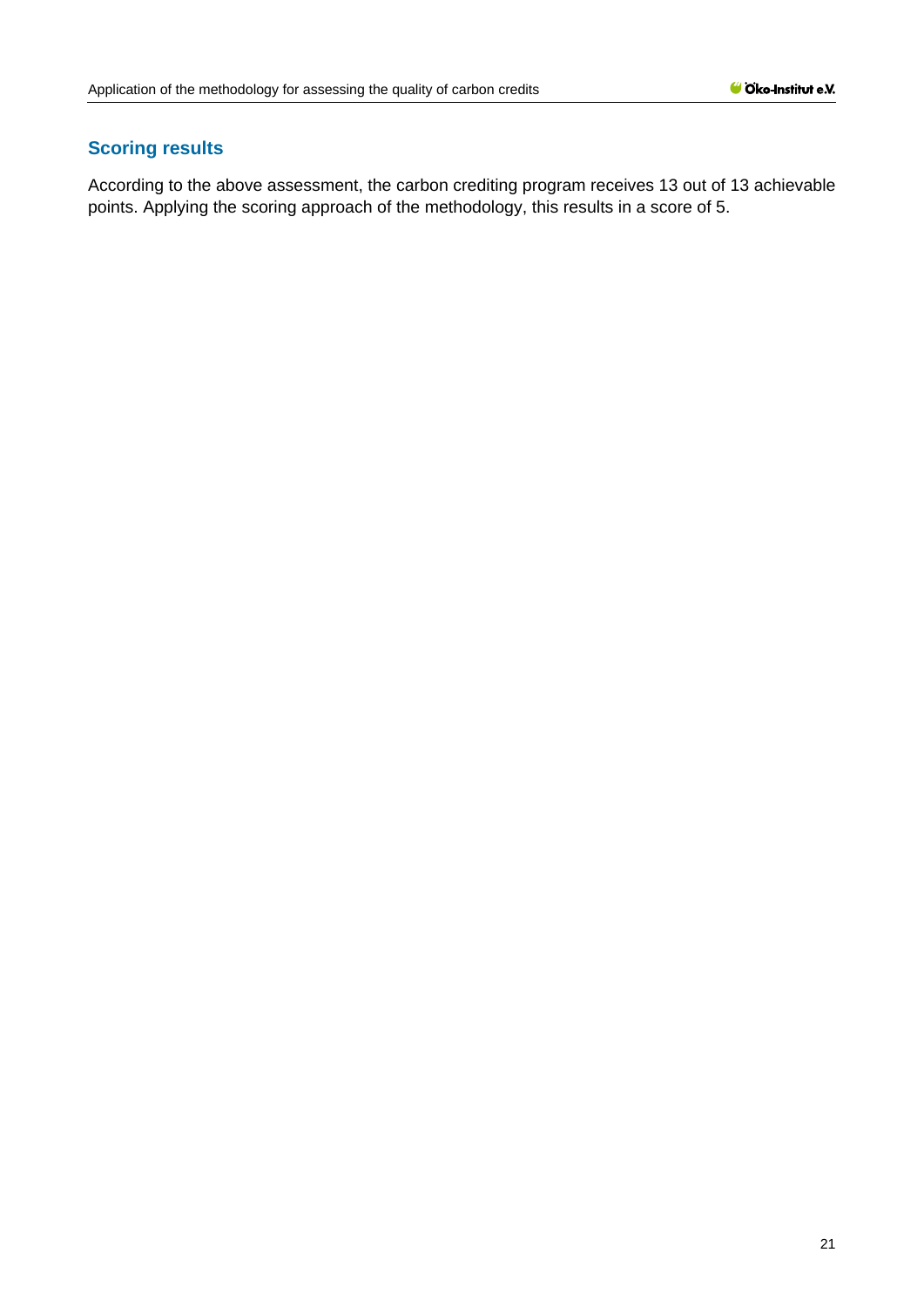## Scoring results

According to the above assessment, the carbon crediting program receives 13 out of 13 achievable points. Applying the scoring approach of the methodology, this results in a score of 5.